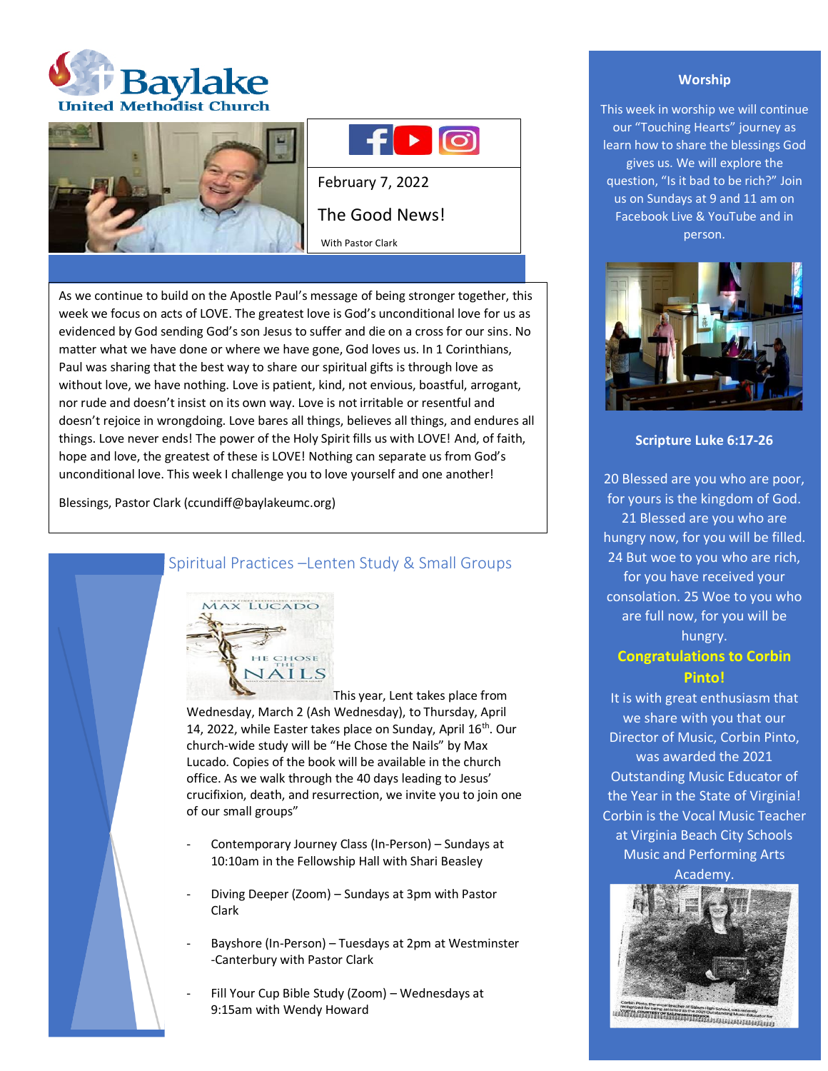# Baylake United Methodist Church

February 7, 2022

## The Good News!

With Pastor Clark

As we continue to build on the Apostle Paul's message of being stronger together, this week we focus on acts of LOVE. The greatest love is God's unconditional love for us as evidenced by God sending God's son Jesus to suffer and die on a cross for our sins. No matter what we have done or where we have gone, God loves us. In 1 Corinthians, Paul was sharing that the best way to share our spiritual gifts is through love as without love, we have nothing. Love is patient, kind, not envious, boastful, arrogant, nor rude and doesn't insist on its own way. Love is not irritable or resentful and doesn't rejoice in wrongdoing. Love bares all things, believes all things, and endures all things. Love never ends! The power of the Holy Spirit fills us with LOVE! And, of faith, hope and love, the greatest of these is LOVE! Nothing can separate us from God's unconditional love. This week I challenge you to love yourself and one another!

Blessings, Pastor Clark (ccundiff@baylakeumc.org)

## Spiritual Practices –Lenten Study & Small Groups

This year, Lent takes place from Wednesday, March 2 (Ash Wednesday), to Thursday, April 14, 2022, while Easter takes place on Sunday, April 16th. Our church-wide study will be "He Chose the Nails" by Max Lucado. Copies of the book will be available in the church office. As we walk through the 40 days leading to Jesus' crucifixion, death, and resurrection, we invite you to join one of our small groups"

- Contemporary Journey Class (In-Person) – Sundays at 10:10am in the Fellowship Hall with Shari Beasley
- Diving Deeper (Zoom) – Sundays at 3pm with Pastor Clark
- Bayshore (In-Person) – Tuesdays at 2pm at Westminster -Canterbury with Pastor Clark
- Fill Your Cup Bible Study (Zoom) – Wednesdays at 9:15am with Wendy Howard

## Worship

This week in worship we will continue our "Touching Hearts" journey as learn how to share the blessings God gives us. We will explore the question, "Is it bad to be rich?" Join us on Sundays at 9 and 11 am on Facebook Live & YouTube and in person.

### Scripture Luke 6:17-26

20 Blessed are you who are poor, for yours is the kingdom of God. 21 Blessed are you who are hungry now, for you will be filled. 24 But woe to you who are rich, for you have received your consolation. 25 Woe to you who are full now, for you will be hungry.

### Congratulations to Corbin Pinto!

It is with great enthusiasm that we share with you that our Director of Music, Corbin Pinto, was awarded the 2021 Outstanding Music Educator of the Year in the State of Virginia! Corbin is the Vocal Music Teacher at Virginia Beach City Schools Music and Performing Arts Academy.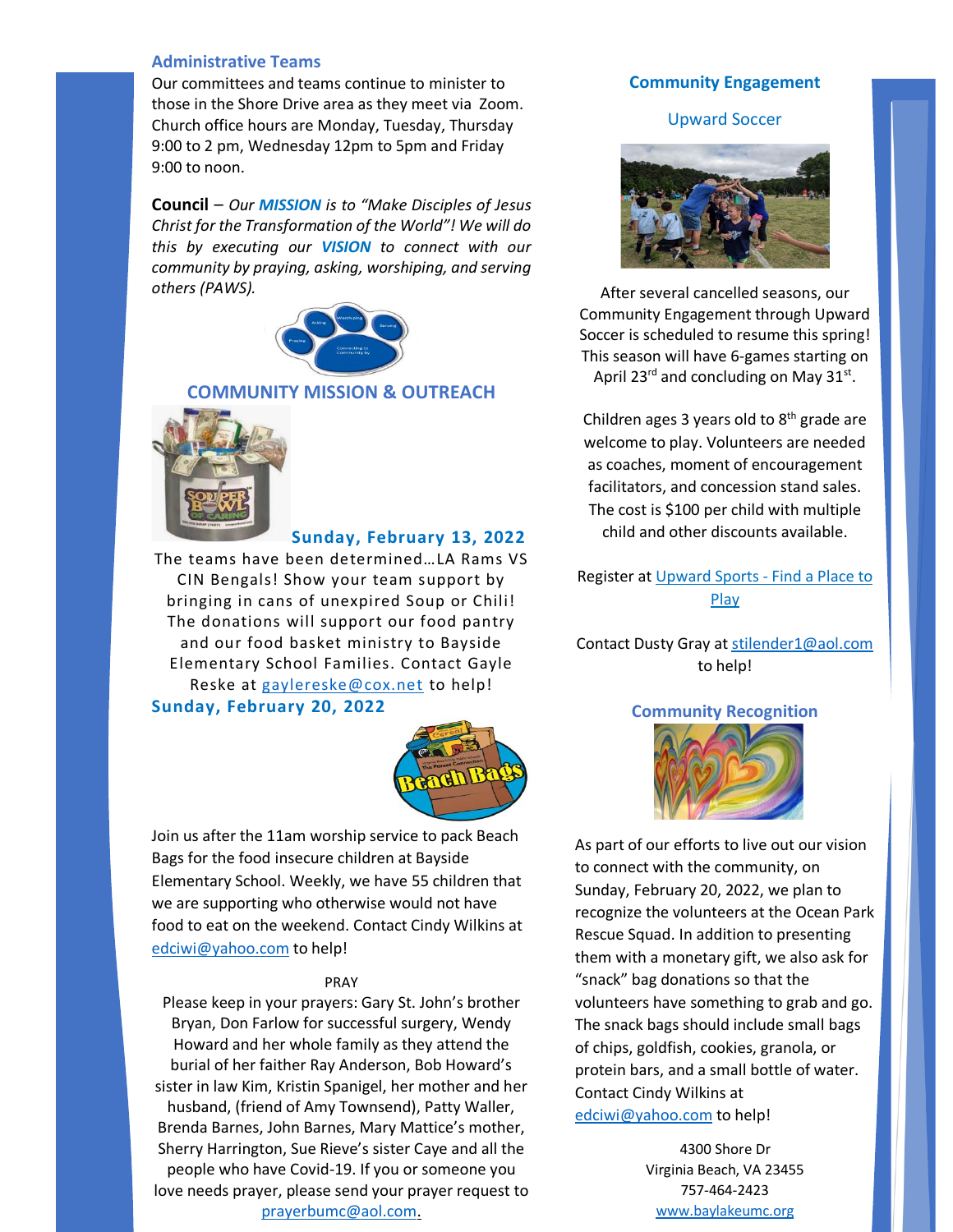### Administrative Teams

Our committees and teams continue to minister to those in the Shore Drive area as they meet via Zoom. Church office hours are Monday, Tuesday, Thursday 9:00 to 2 pm, Wednesday 12pm to 5pm and Friday 9:00 to noon.

**Council** – *Our **MISSION** is to "Make Disciples of Jesus Christ for the Transformation of the World"! We will do this by executing our **VISION** to connect with our community by praying, asking, worshiping, and serving others (PAWS).*

### COMMUNITY MISSION & OUTREACH

**Sunday, February 13, 2022**

The teams have been determined…LA Rams VS CIN Bengals! Show your team support by bringing in cans of unexpired Soup or Chili! The donations will support our food pantry and our food basket ministry to Bayside Elementary School Families. Contact Gayle Reske at gaylereske@cox.net to help!

**Sunday, February 20, 2022**

Join us after the 11am worship service to pack Beach Bags for the food insecure children at Bayside Elementary School. Weekly, we have 55 children that we are supporting who otherwise would not have food to eat on the weekend. Contact Cindy Wilkins at edciwi@yahoo.com to help!

PRAY

Please keep in your prayers: Gary St. John's brother Bryan, Don Farlow for successful surgery, Wendy Howard and her whole family as they attend the burial of her faither Ray Anderson, Bob Howard's sister in law Kim, Kristin Spanigel, her mother and her husband, (friend of Amy Townsend), Patty Waller, Brenda Barnes, John Barnes, Mary Mattice's mother, Sherry Harrington, Sue Rieve's sister Caye and all the people who have Covid-19. If you or someone you love needs prayer, please send your prayer request to prayerbumc@aol.com.

### Community Engagement

Upward Soccer

After several cancelled seasons, our Community Engagement through Upward Soccer is scheduled to resume this spring! This season will have 6-games starting on April 23rd and concluding on May 31st.

Children ages 3 years old to 8th grade are welcome to play. Volunteers are needed as coaches, moment of encouragement facilitators, and concession stand sales. The cost is $100 per child with multiple child and other discounts available.

Register at Upward Sports - Find a Place to Play

Contact Dusty Gray at stilender1@aol.com to help!

### Community Recognition

As part of our efforts to live out our vision to connect with the community, on Sunday, February 20, 2022, we plan to recognize the volunteers at the Ocean Park Rescue Squad. In addition to presenting them with a monetary gift, we also ask for "snack" bag donations so that the volunteers have something to grab and go. The snack bags should include small bags of chips, goldfish, cookies, granola, or protein bars, and a small bottle of water. Contact Cindy Wilkins at edciwi@yahoo.com to help!

4300 Shore Dr
Virginia Beach, VA 23455
757-464-2423
www.baylakeumc.org